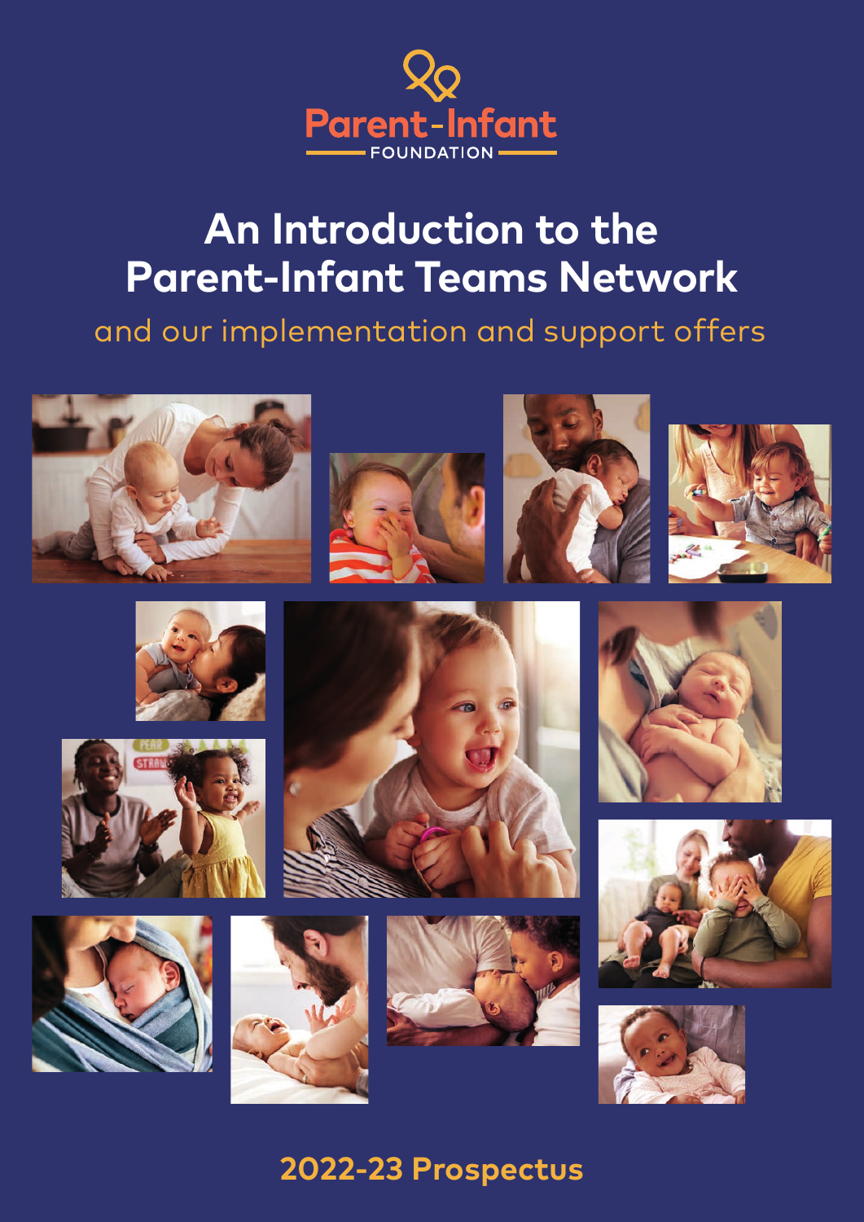Parent-Infant FOUNDATION

# An Introduction to the Parent-Infant Teams Network

## and our implementation and support offers

**2022-23 Prospectus**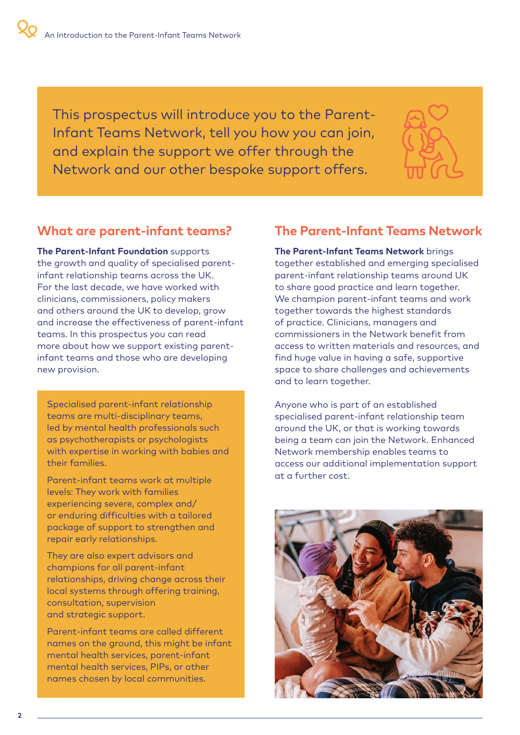This prospectus will introduce you to the Parent-Infant Teams Network, tell you how you can join, and explain the support we offer through the Network and our other bespoke support offers.

## What are parent-infant teams?

**The Parent-Infant Foundation** supports the growth and quality of specialised parent-infant relationship teams across the UK. For the last decade, we have worked with clinicians, commissioners, policy makers and others around the UK to develop, grow and increase the effectiveness of parent-infant teams. In this prospectus you can read more about how we support existing parent-infant teams and those who are developing new provision.

Specialised parent-infant relationship teams are multi-disciplinary teams, led by mental health professionals such as psychotherapists or psychologists with expertise in working with babies and their families.

Parent-infant teams work at multiple levels: They work with families experiencing severe, complex and/or enduring difficulties with a tailored package of support to strengthen and repair early relationships.

They are also expert advisors and champions for all parent-infant relationships, driving change across their local systems through offering training, consultation, supervision and strategic support.

Parent-infant teams are called different names on the ground, this might be infant mental health services, parent-infant mental health services, PIPs, or other names chosen by local communities.

## The Parent-Infant Teams Network

**The Parent-Infant Teams Network** brings together established and emerging specialised parent-infant relationship teams around UK to share good practice and learn together. We champion parent-infant teams and work together towards the highest standards of practice. Clinicians, managers and commissioners in the Network benefit from access to written materials and resources, and find huge value in having a safe, supportive space to share challenges and achievements and to learn together.

Anyone who is part of an established specialised parent-infant relationship team around the UK, or that is working towards being a team can join the Network. Enhanced Network membership enables teams to access our additional implementation support at a further cost.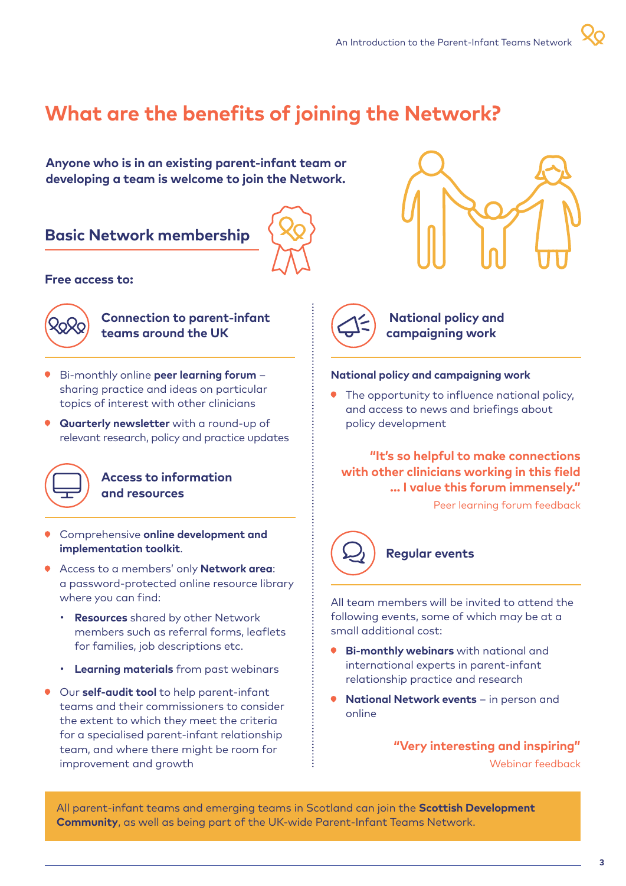# What are the benefits of joining the Network?

**Anyone who is in an existing parent-infant team or developing a team is welcome to join the Network.**

## Basic Network membership

**Free access to:**

### Connection to parent-infant teams around the UK

- Bi-monthly online **peer learning forum** – sharing practice and ideas on particular topics of interest with other clinicians
- **Quarterly newsletter** with a round-up of relevant research, policy and practice updates

### Access to information and resources

- Comprehensive **online development and implementation toolkit**.
- Access to a members' only **Network area**: a password-protected online resource library where you can find:
  - **Resources** shared by other Network members such as referral forms, leaflets for families, job descriptions etc.
  - **Learning materials** from past webinars
- Our **self-audit tool** to help parent-infant teams and their commissioners to consider the extent to which they meet the criteria for a specialised parent-infant relationship team, and where there might be room for improvement and growth

### National policy and campaigning work

**National policy and campaigning work**

- The opportunity to influence national policy, and access to news and briefings about policy development

**"It's so helpful to make connections with other clinicians working in this field ... I value this forum immensely."**

Peer learning forum feedback

### Regular events

All team members will be invited to attend the following events, some of which may be at a small additional cost:

- **Bi-monthly webinars** with national and international experts in parent-infant relationship practice and research
- **National Network events** – in person and online

**"Very interesting and inspiring"**

Webinar feedback

All parent-infant teams and emerging teams in Scotland can join the **Scottish Development Community**, as well as being part of the UK-wide Parent-Infant Teams Network.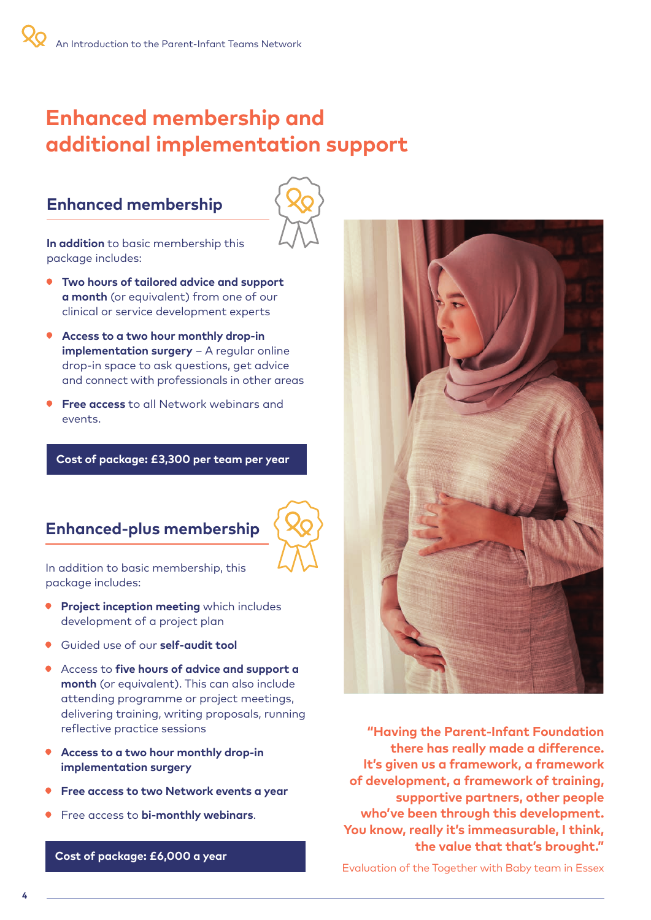# Enhanced membership and additional implementation support

## Enhanced membership

**In addition** to basic membership this package includes:

- **Two hours of tailored advice and support a month** (or equivalent) from one of our clinical or service development experts
- **Access to a two hour monthly drop-in implementation surgery** – A regular online drop-in space to ask questions, get advice and connect with professionals in other areas
- **Free access** to all Network webinars and events.

**Cost of package: £3,300 per team per year**

## Enhanced-plus membership

In addition to basic membership, this package includes:

- **Project inception meeting** which includes development of a project plan
- Guided use of our **self-audit tool**
- Access to **five hours of advice and support a month** (or equivalent). This can also include attending programme or project meetings, delivering training, writing proposals, running reflective practice sessions
- **Access to a two hour monthly drop-in implementation surgery**
- **Free access to two Network events a year**
- Free access to **bi-monthly webinars**.

**Cost of package: £6,000 a year**

**"Having the Parent-Infant Foundation there has really made a difference. It's given us a framework, a framework of development, a framework of training, supportive partners, other people who've been through this development. You know, really it's immeasurable, I think, the value that that's brought."**

Evaluation of the Together with Baby team in Essex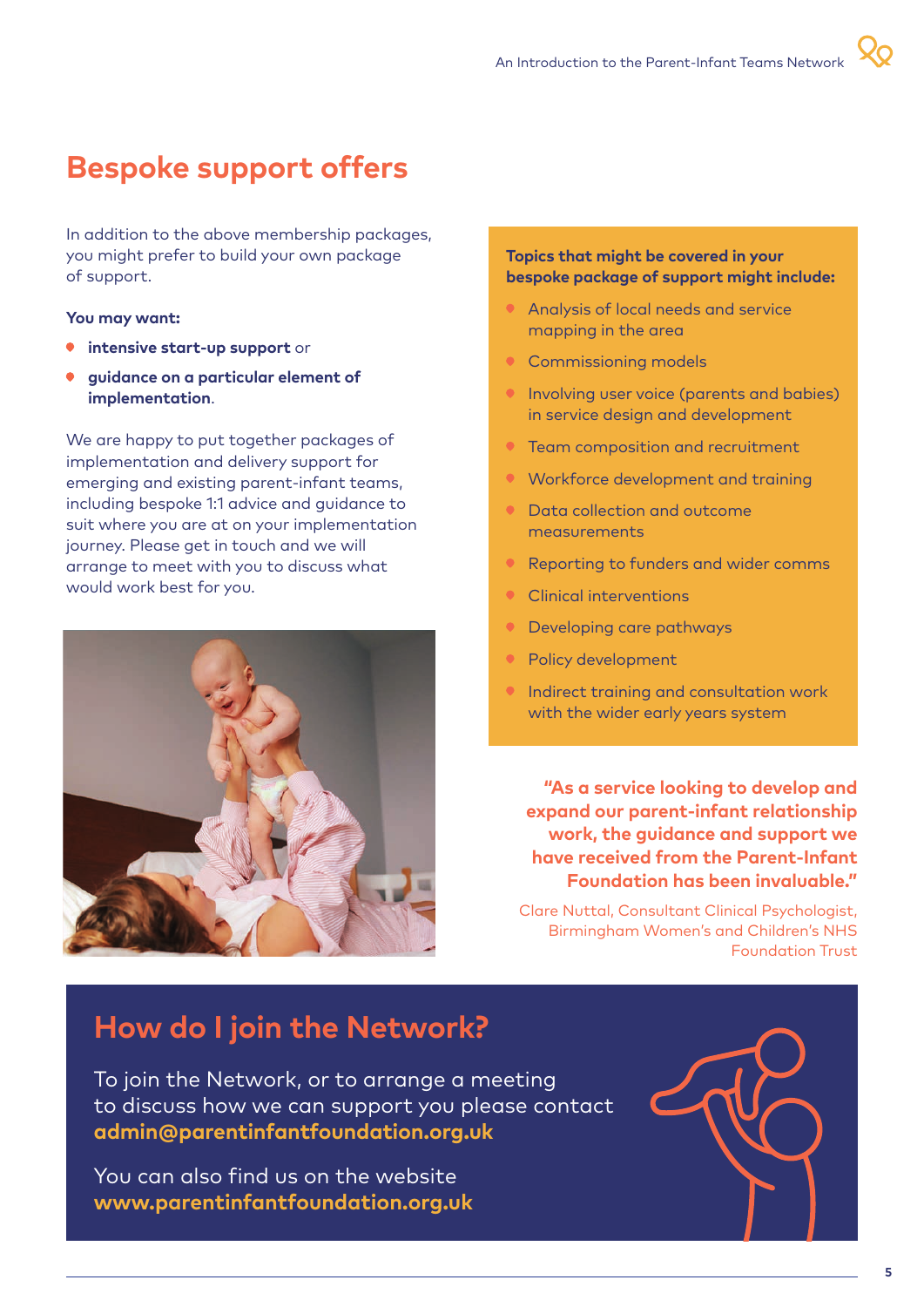# Bespoke support offers

In addition to the above membership packages, you might prefer to build your own package of support.

**You may want:**

- **intensive start-up support** or
- **guidance on a particular element of implementation**.

We are happy to put together packages of implementation and delivery support for emerging and existing parent-infant teams, including bespoke 1:1 advice and guidance to suit where you are at on your implementation journey. Please get in touch and we will arrange to meet with you to discuss what would work best for you.

**Topics that might be covered in your bespoke package of support might include:**

- Analysis of local needs and service mapping in the area
- Commissioning models
- Involving user voice (parents and babies) in service design and development
- Team composition and recruitment
- Workforce development and training
- Data collection and outcome measurements
- Reporting to funders and wider comms
- Clinical interventions
- Developing care pathways
- Policy development
- Indirect training and consultation work with the wider early years system

**"As a service looking to develop and expand our parent-infant relationship work, the guidance and support we have received from the Parent-Infant Foundation has been invaluable."**

Clare Nuttal, Consultant Clinical Psychologist, Birmingham Women's and Children's NHS Foundation Trust

## How do I join the Network?

To join the Network, or to arrange a meeting to discuss how we can support you please contact **admin@parentinfantfoundation.org.uk**

You can also find us on the website **www.parentinfantfoundation.org.uk**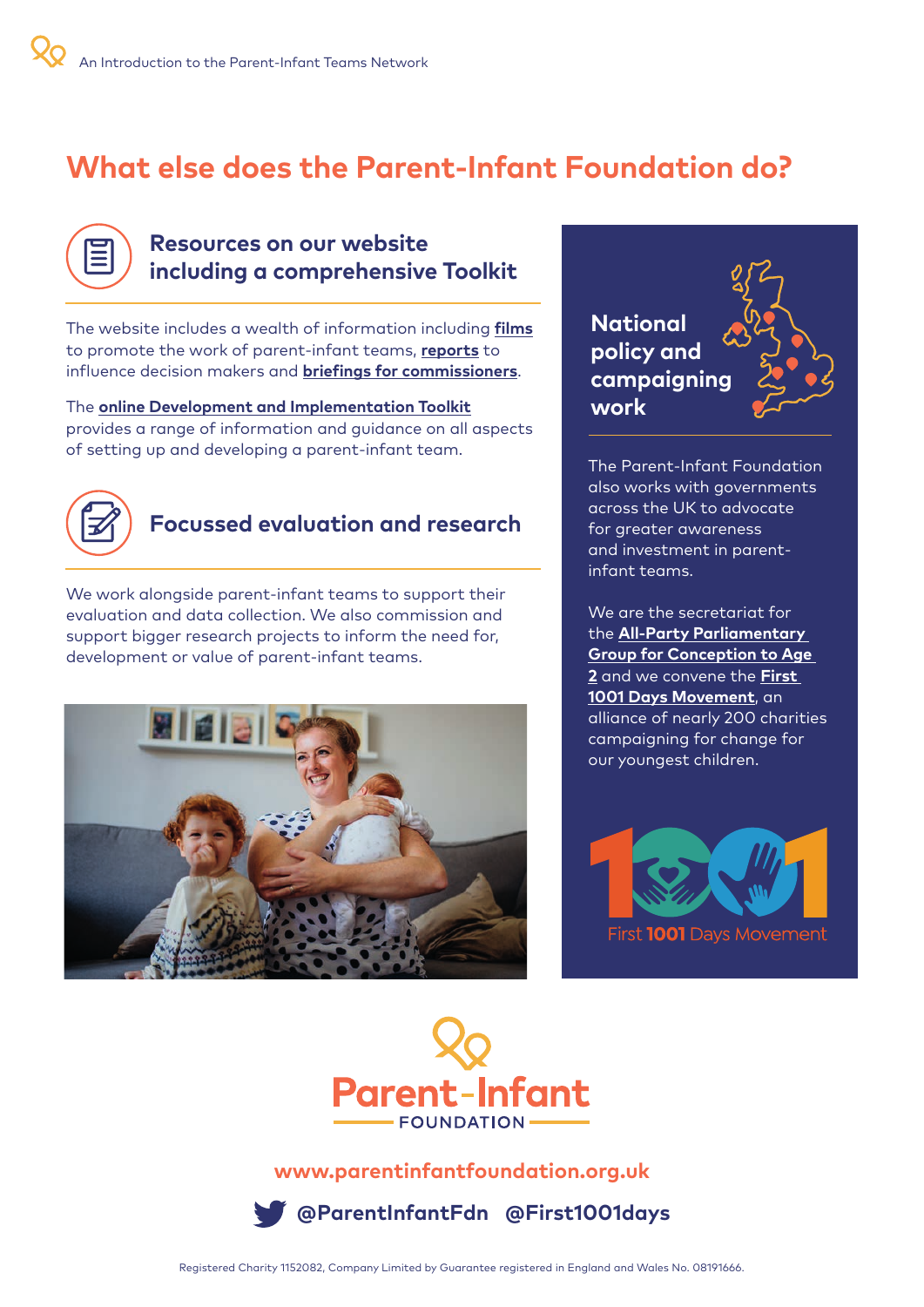# What else does the Parent-Infant Foundation do?

## Resources on our website including a comprehensive Toolkit

The website includes a wealth of information including **films** to promote the work of parent-infant teams, **reports** to influence decision makers and **briefings for commissioners**.

The **online Development and Implementation Toolkit** provides a range of information and guidance on all aspects of setting up and developing a parent-infant team.

## Focussed evaluation and research

We work alongside parent-infant teams to support their evaluation and data collection. We also commission and support bigger research projects to inform the need for, development or value of parent-infant teams.

## National policy and campaigning work

The Parent-Infant Foundation also works with governments across the UK to advocate for greater awareness and investment in parent-infant teams.

We are the secretariat for the **All-Party Parliamentary Group for Conception to Age 2** and we convene the **First 1001 Days Movement**, an alliance of nearly 200 charities campaigning for change for our youngest children.

First **1001** Days Movement

Parent-Infant FOUNDATION

www.parentinfantfoundation.org.uk

@ParentInfantFdn @First1001days

Registered Charity 1152082, Company Limited by Guarantee registered in England and Wales No. 08191666.